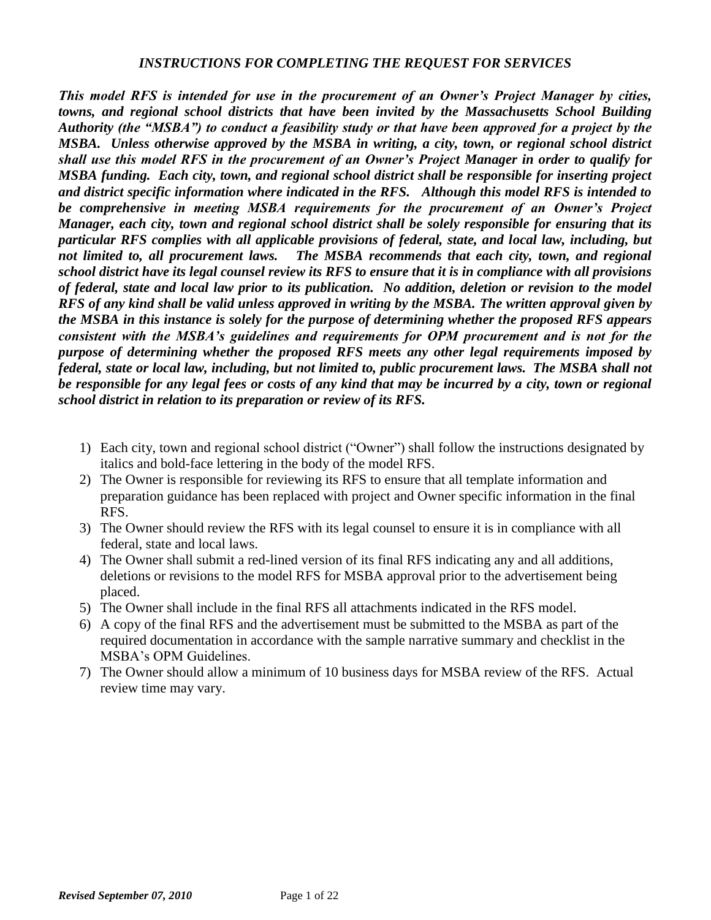## *INSTRUCTIONS FOR COMPLETING THE REQUEST FOR SERVICES*

***This model RFS is intended for use in the procurement of an Owner's Project Manager by cities, towns, and regional school districts that have been invited by the Massachusetts School Building Authority (the "MSBA") to conduct a feasibility study or that have been approved for a project by the MSBA. Unless otherwise approved by the MSBA in writing, a city, town, or regional school district shall use this model RFS in the procurement of an Owner's Project Manager in order to qualify for MSBA funding. Each city, town, and regional school district shall be responsible for inserting project and district specific information where indicated in the RFS. Although this model RFS is intended to be comprehensive in meeting MSBA requirements for the procurement of an Owner's Project Manager, each city, town and regional school district shall be solely responsible for ensuring that its particular RFS complies with all applicable provisions of federal, state, and local law, including, but not limited to, all procurement laws. The MSBA recommends that each city, town, and regional school district have its legal counsel review its RFS to ensure that it is in compliance with all provisions of federal, state and local law prior to its publication. No addition, deletion or revision to the model RFS of any kind shall be valid unless approved in writing by the MSBA. The written approval given by the MSBA in this instance is solely for the purpose of determining whether the proposed RFS appears consistent with the MSBA's guidelines and requirements for OPM procurement and is not for the purpose of determining whether the proposed RFS meets any other legal requirements imposed by federal, state or local law, including, but not limited to, public procurement laws. The MSBA shall not be responsible for any legal fees or costs of any kind that may be incurred by a city, town or regional school district in relation to its preparation or review of its RFS.***

1) Each city, town and regional school district ("Owner") shall follow the instructions designated by italics and bold-face lettering in the body of the model RFS.
2) The Owner is responsible for reviewing its RFS to ensure that all template information and preparation guidance has been replaced with project and Owner specific information in the final RFS.
3) The Owner should review the RFS with its legal counsel to ensure it is in compliance with all federal, state and local laws.
4) The Owner shall submit a red-lined version of its final RFS indicating any and all additions, deletions or revisions to the model RFS for MSBA approval prior to the advertisement being placed.
5) The Owner shall include in the final RFS all attachments indicated in the RFS model.
6) A copy of the final RFS and the advertisement must be submitted to the MSBA as part of the required documentation in accordance with the sample narrative summary and checklist in the MSBA's OPM Guidelines.
7) The Owner should allow a minimum of 10 business days for MSBA review of the RFS. Actual review time may vary.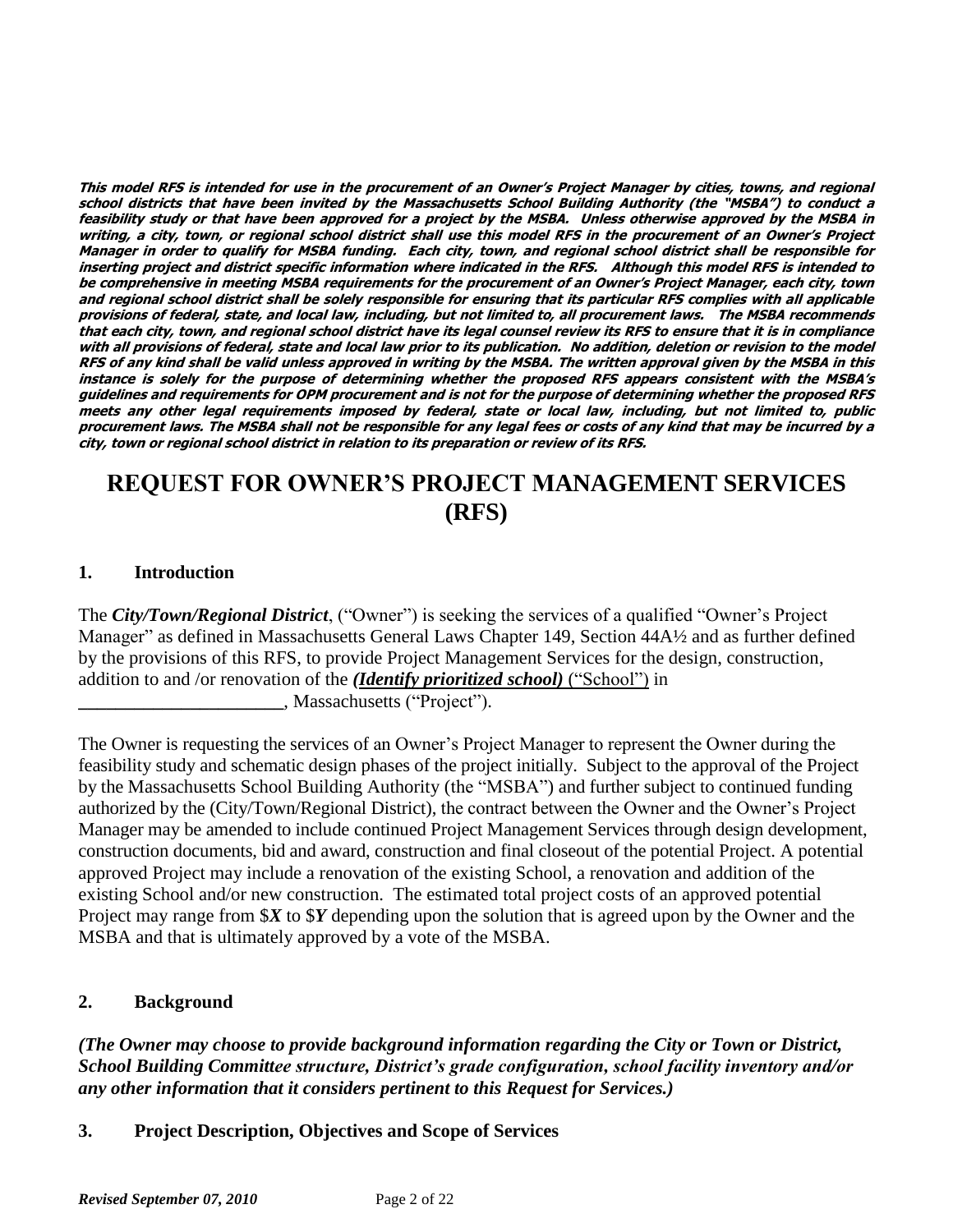***This model RFS is intended for use in the procurement of an Owner's Project Manager by cities, towns, and regional school districts that have been invited by the Massachusetts School Building Authority (the "MSBA") to conduct a feasibility study or that have been approved for a project by the MSBA. Unless otherwise approved by the MSBA in writing, a city, town, or regional school district shall use this model RFS in the procurement of an Owner's Project Manager in order to qualify for MSBA funding. Each city, town, and regional school district shall be responsible for inserting project and district specific information where indicated in the RFS. Although this model RFS is intended to be comprehensive in meeting MSBA requirements for the procurement of an Owner's Project Manager, each city, town and regional school district shall be solely responsible for ensuring that its particular RFS complies with all applicable provisions of federal, state, and local law, including, but not limited to, all procurement laws. The MSBA recommends that each city, town, and regional school district have its legal counsel review its RFS to ensure that it is in compliance with all provisions of federal, state and local law prior to its publication. No addition, deletion or revision to the model RFS of any kind shall be valid unless approved in writing by the MSBA. The written approval given by the MSBA in this instance is solely for the purpose of determining whether the proposed RFS appears consistent with the MSBA's guidelines and requirements for OPM procurement and is not for the purpose of determining whether the proposed RFS meets any other legal requirements imposed by federal, state or local law, including, but not limited to, public procurement laws. The MSBA shall not be responsible for any legal fees or costs of any kind that may be incurred by a city, town or regional school district in relation to its preparation or review of its RFS.***

# REQUEST FOR OWNER'S PROJECT MANAGEMENT SERVICES (RFS)

## 1. Introduction

The ***City/Town/Regional District***, ("Owner") is seeking the services of a qualified "Owner's Project Manager" as defined in Massachusetts General Laws Chapter 149, Section 44A½ and as further defined by the provisions of this RFS, to provide Project Management Services for the design, construction, addition to and /or renovation of the ***(Identify prioritized school)*** ("School") in ______________________, Massachusetts ("Project").

The Owner is requesting the services of an Owner's Project Manager to represent the Owner during the feasibility study and schematic design phases of the project initially. Subject to the approval of the Project by the Massachusetts School Building Authority (the "MSBA") and further subject to continued funding authorized by the (City/Town/Regional District), the contract between the Owner and the Owner's Project Manager may be amended to include continued Project Management Services through design development, construction documents, bid and award, construction and final closeout of the potential Project. A potential approved Project may include a renovation of the existing School, a renovation and addition of the existing School and/or new construction. The estimated total project costs of an approved potential Project may range from $***X*** to $***Y*** depending upon the solution that is agreed upon by the Owner and the MSBA and that is ultimately approved by a vote of the MSBA.

## 2. Background

***(The Owner may choose to provide background information regarding the City or Town or District, School Building Committee structure, District's grade configuration, school facility inventory and/or any other information that it considers pertinent to this Request for Services.)***

## 3. Project Description, Objectives and Scope of Services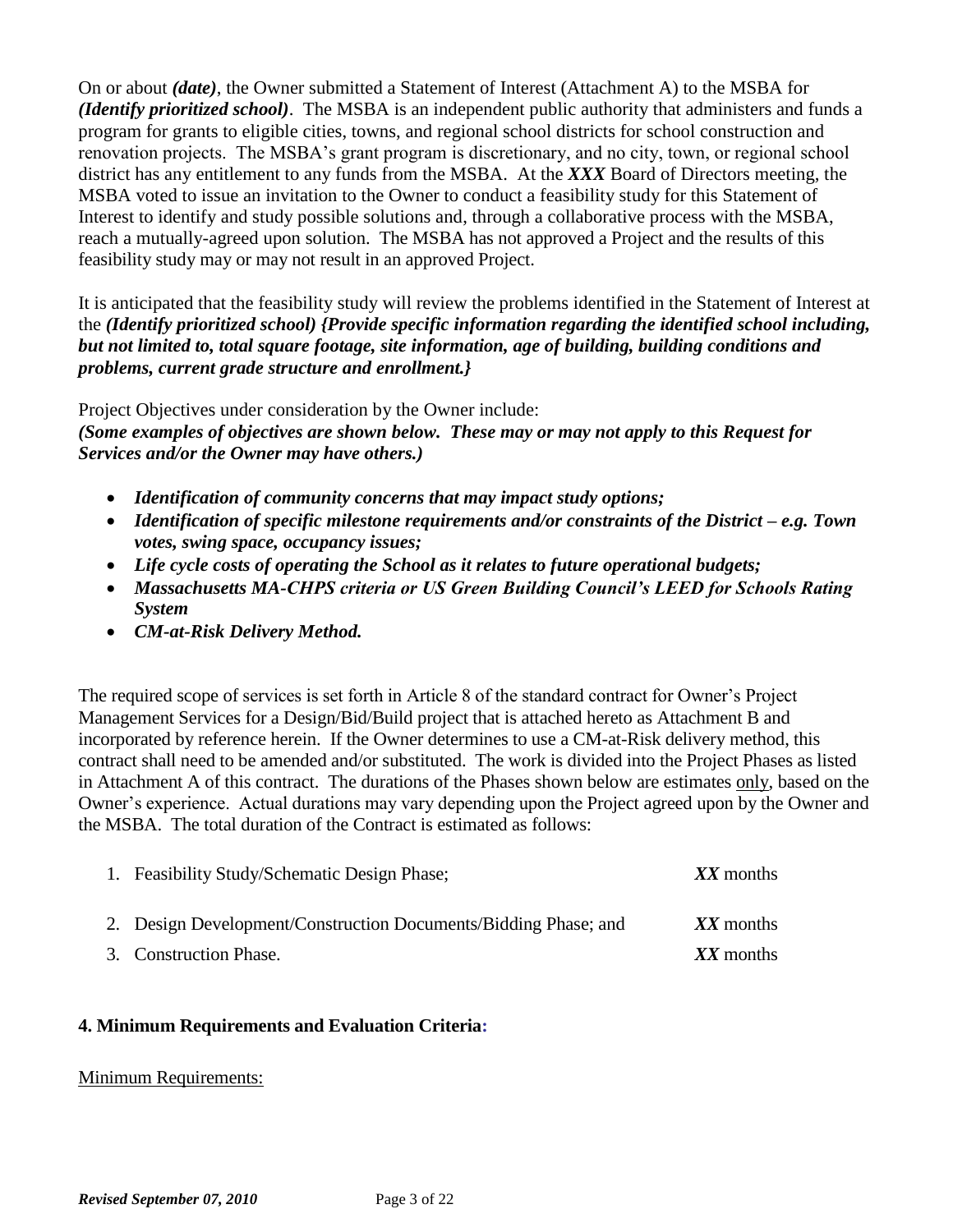On or about ***(date)***, the Owner submitted a Statement of Interest (Attachment A) to the MSBA for ***(Identify prioritized school)***. The MSBA is an independent public authority that administers and funds a program for grants to eligible cities, towns, and regional school districts for school construction and renovation projects. The MSBA's grant program is discretionary, and no city, town, or regional school district has any entitlement to any funds from the MSBA. At the ***XXX*** Board of Directors meeting, the MSBA voted to issue an invitation to the Owner to conduct a feasibility study for this Statement of Interest to identify and study possible solutions and, through a collaborative process with the MSBA, reach a mutually-agreed upon solution. The MSBA has not approved a Project and the results of this feasibility study may or may not result in an approved Project.

It is anticipated that the feasibility study will review the problems identified in the Statement of Interest at the ***(Identify prioritized school) {Provide specific information regarding the identified school including, but not limited to, total square footage, site information, age of building, building conditions and problems, current grade structure and enrollment.}***

Project Objectives under consideration by the Owner include:
***(Some examples of objectives are shown below. These may or may not apply to this Request for Services and/or the Owner may have others.)***

- ***Identification of community concerns that may impact study options;***
- ***Identification of specific milestone requirements and/or constraints of the District – e.g. Town votes, swing space, occupancy issues;***
- ***Life cycle costs of operating the School as it relates to future operational budgets;***
- ***Massachusetts MA-CHPS criteria or US Green Building Council's LEED for Schools Rating System***
- ***CM-at-Risk Delivery Method.***

The required scope of services is set forth in Article 8 of the standard contract for Owner's Project Management Services for a Design/Bid/Build project that is attached hereto as Attachment B and incorporated by reference herein. If the Owner determines to use a CM-at-Risk delivery method, this contract shall need to be amended and/or substituted. The work is divided into the Project Phases as listed in Attachment A of this contract. The durations of the Phases shown below are estimates only, based on the Owner's experience. Actual durations may vary depending upon the Project agreed upon by the Owner and the MSBA. The total duration of the Contract is estimated as follows:

1. Feasibility Study/Schematic Design Phase; ***XX*** months
2. Design Development/Construction Documents/Bidding Phase; and ***XX*** months
3. Construction Phase. ***XX*** months

**4. Minimum Requirements and Evaluation Criteria:**

Minimum Requirements: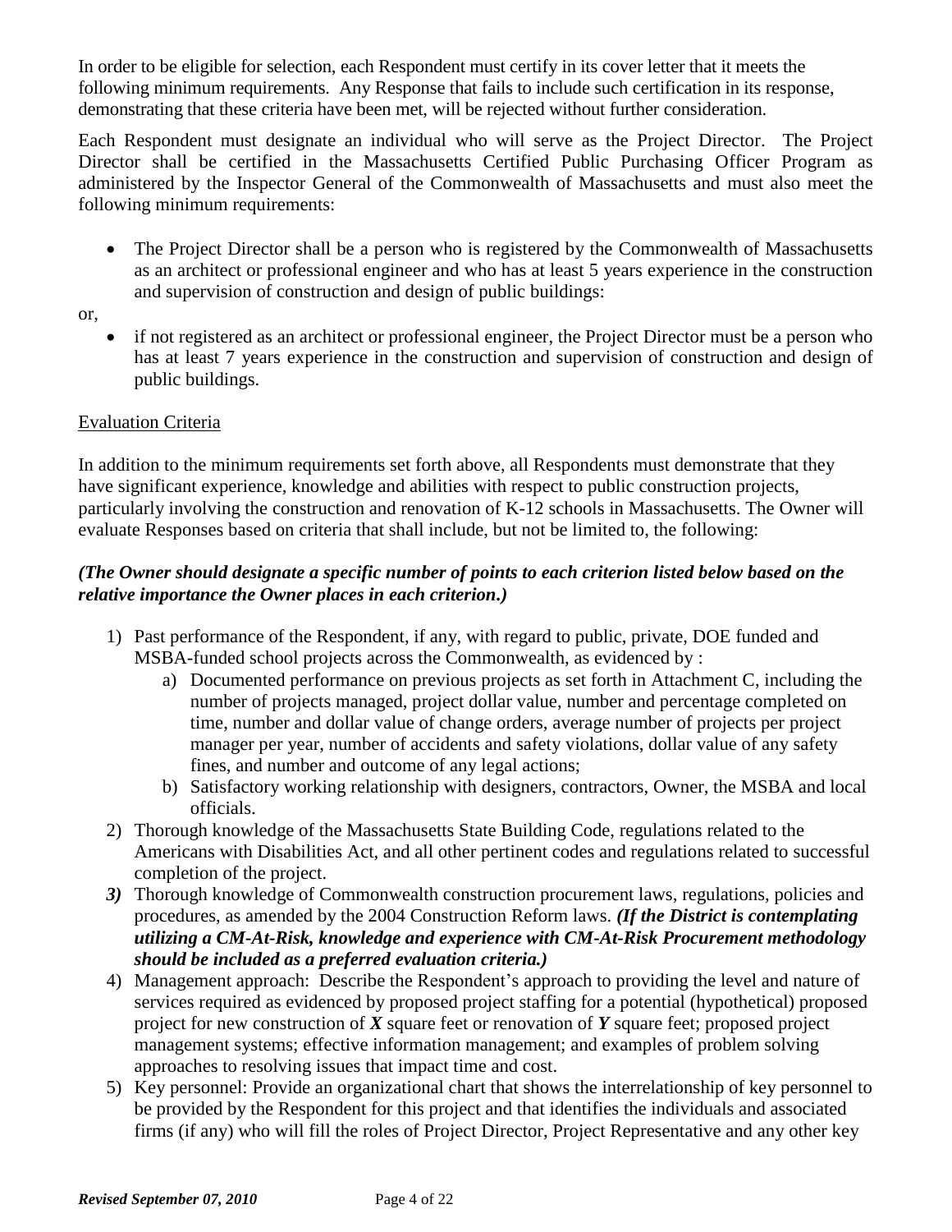In order to be eligible for selection, each Respondent must certify in its cover letter that it meets the following minimum requirements. Any Response that fails to include such certification in its response, demonstrating that these criteria have been met, will be rejected without further consideration.

Each Respondent must designate an individual who will serve as the Project Director. The Project Director shall be certified in the Massachusetts Certified Public Purchasing Officer Program as administered by the Inspector General of the Commonwealth of Massachusetts and must also meet the following minimum requirements:

- The Project Director shall be a person who is registered by the Commonwealth of Massachusetts as an architect or professional engineer and who has at least 5 years experience in the construction and supervision of construction and design of public buildings:

or,

- if not registered as an architect or professional engineer, the Project Director must be a person who has at least 7 years experience in the construction and supervision of construction and design of public buildings.

Evaluation Criteria

In addition to the minimum requirements set forth above, all Respondents must demonstrate that they have significant experience, knowledge and abilities with respect to public construction projects, particularly involving the construction and renovation of K-12 schools in Massachusetts. The Owner will evaluate Responses based on criteria that shall include, but not be limited to, the following:

***(The Owner should designate a specific number of points to each criterion listed below based on the relative importance the Owner places in each criterion.)***

1) Past performance of the Respondent, if any, with regard to public, private, DOE funded and MSBA-funded school projects across the Commonwealth, as evidenced by :
   a) Documented performance on previous projects as set forth in Attachment C, including the number of projects managed, project dollar value, number and percentage completed on time, number and dollar value of change orders, average number of projects per project manager per year, number of accidents and safety violations, dollar value of any safety fines, and number and outcome of any legal actions;
   b) Satisfactory working relationship with designers, contractors, Owner, the MSBA and local officials.
2) Thorough knowledge of the Massachusetts State Building Code, regulations related to the Americans with Disabilities Act, and all other pertinent codes and regulations related to successful completion of the project.
3) Thorough knowledge of Commonwealth construction procurement laws, regulations, policies and procedures, as amended by the 2004 Construction Reform laws. ***(If the District is contemplating utilizing a CM-At-Risk, knowledge and experience with CM-At-Risk Procurement methodology should be included as a preferred evaluation criteria.)***
4) Management approach: Describe the Respondent's approach to providing the level and nature of services required as evidenced by proposed project staffing for a potential (hypothetical) proposed project for new construction of ***X*** square feet or renovation of ***Y*** square feet; proposed project management systems; effective information management; and examples of problem solving approaches to resolving issues that impact time and cost.
5) Key personnel: Provide an organizational chart that shows the interrelationship of key personnel to be provided by the Respondent for this project and that identifies the individuals and associated firms (if any) who will fill the roles of Project Director, Project Representative and any other key

***Revised September 07, 2010***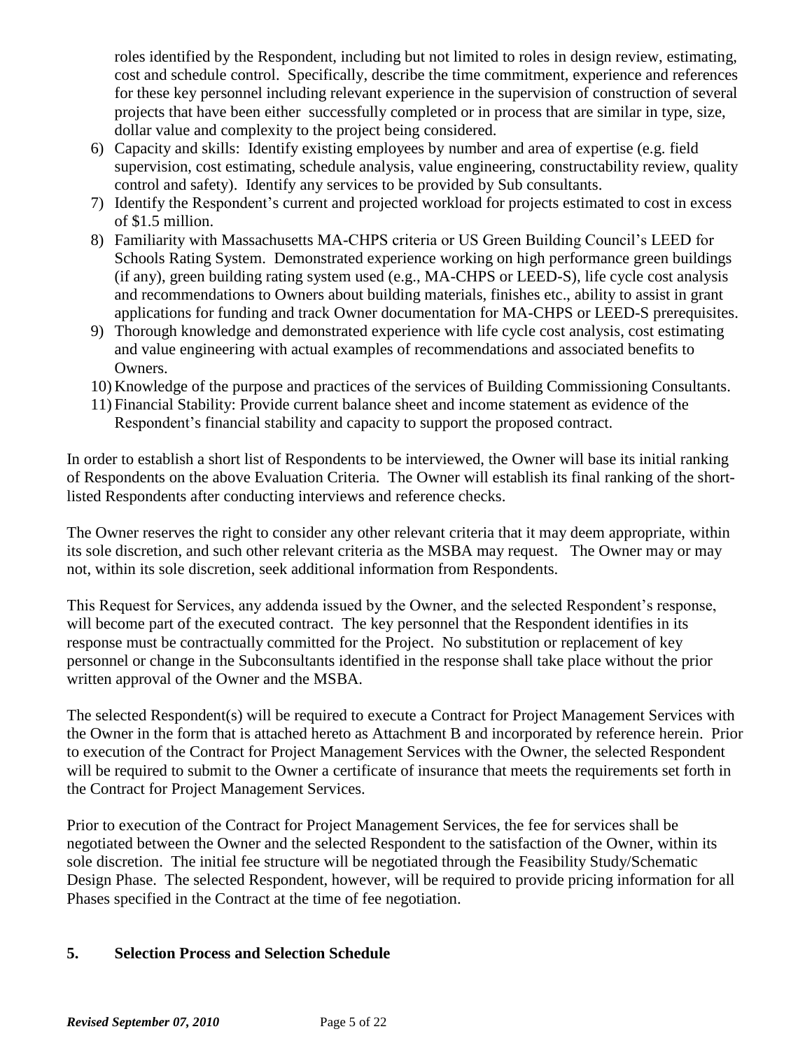roles identified by the Respondent, including but not limited to roles in design review, estimating, cost and schedule control. Specifically, describe the time commitment, experience and references for these key personnel including relevant experience in the supervision of construction of several projects that have been either successfully completed or in process that are similar in type, size, dollar value and complexity to the project being considered.

6) Capacity and skills: Identify existing employees by number and area of expertise (e.g. field supervision, cost estimating, schedule analysis, value engineering, constructability review, quality control and safety). Identify any services to be provided by Sub consultants.
7) Identify the Respondent's current and projected workload for projects estimated to cost in excess of $1.5 million.
8) Familiarity with Massachusetts MA-CHPS criteria or US Green Building Council's LEED for Schools Rating System. Demonstrated experience working on high performance green buildings (if any), green building rating system used (e.g., MA-CHPS or LEED-S), life cycle cost analysis and recommendations to Owners about building materials, finishes etc., ability to assist in grant applications for funding and track Owner documentation for MA-CHPS or LEED-S prerequisites.
9) Thorough knowledge and demonstrated experience with life cycle cost analysis, cost estimating and value engineering with actual examples of recommendations and associated benefits to Owners.
10) Knowledge of the purpose and practices of the services of Building Commissioning Consultants.
11) Financial Stability: Provide current balance sheet and income statement as evidence of the Respondent's financial stability and capacity to support the proposed contract.

In order to establish a short list of Respondents to be interviewed, the Owner will base its initial ranking of Respondents on the above Evaluation Criteria. The Owner will establish its final ranking of the short-listed Respondents after conducting interviews and reference checks.

The Owner reserves the right to consider any other relevant criteria that it may deem appropriate, within its sole discretion, and such other relevant criteria as the MSBA may request. The Owner may or may not, within its sole discretion, seek additional information from Respondents.

This Request for Services, any addenda issued by the Owner, and the selected Respondent's response, will become part of the executed contract. The key personnel that the Respondent identifies in its response must be contractually committed for the Project. No substitution or replacement of key personnel or change in the Subconsultants identified in the response shall take place without the prior written approval of the Owner and the MSBA.

The selected Respondent(s) will be required to execute a Contract for Project Management Services with the Owner in the form that is attached hereto as Attachment B and incorporated by reference herein. Prior to execution of the Contract for Project Management Services with the Owner, the selected Respondent will be required to submit to the Owner a certificate of insurance that meets the requirements set forth in the Contract for Project Management Services.

Prior to execution of the Contract for Project Management Services, the fee for services shall be negotiated between the Owner and the selected Respondent to the satisfaction of the Owner, within its sole discretion. The initial fee structure will be negotiated through the Feasibility Study/Schematic Design Phase. The selected Respondent, however, will be required to provide pricing information for all Phases specified in the Contract at the time of fee negotiation.

## 5. Selection Process and Selection Schedule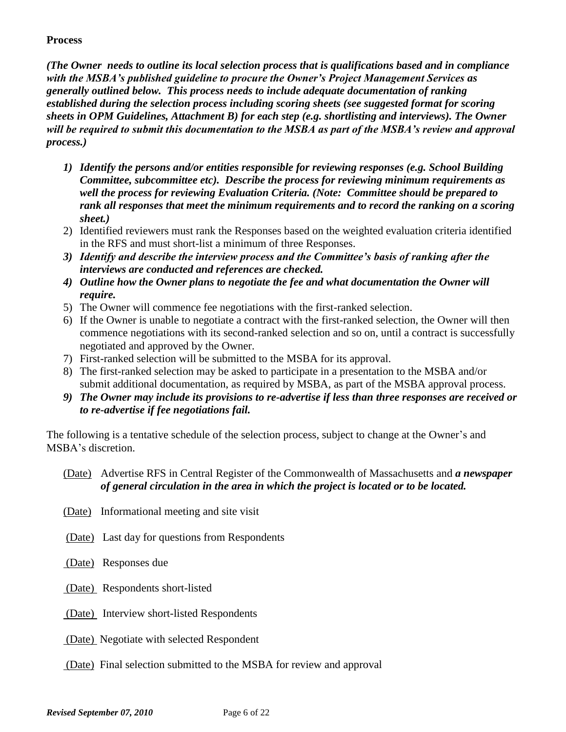**Process**

***(The Owner needs to outline its local selection process that is qualifications based and in compliance with the MSBA's published guideline to procure the Owner's Project Management Services as generally outlined below. This process needs to include adequate documentation of ranking established during the selection process including scoring sheets (see suggested format for scoring sheets in OPM Guidelines, Attachment B) for each step (e.g. shortlisting and interviews). The Owner will be required to submit this documentation to the MSBA as part of the MSBA's review and approval process.)***

1) ***Identify the persons and/or entities responsible for reviewing responses (e.g. School Building Committee, subcommittee etc). Describe the process for reviewing minimum requirements as well the process for reviewing Evaluation Criteria. (Note: Committee should be prepared to rank all responses that meet the minimum requirements and to record the ranking on a scoring sheet.)***
2) Identified reviewers must rank the Responses based on the weighted evaluation criteria identified in the RFS and must short-list a minimum of three Responses.
3) ***Identify and describe the interview process and the Committee's basis of ranking after the interviews are conducted and references are checked.***
4) ***Outline how the Owner plans to negotiate the fee and what documentation the Owner will require.***
5) The Owner will commence fee negotiations with the first-ranked selection.
6) If the Owner is unable to negotiate a contract with the first-ranked selection, the Owner will then commence negotiations with its second-ranked selection and so on, until a contract is successfully negotiated and approved by the Owner.
7) First-ranked selection will be submitted to the MSBA for its approval.
8) The first-ranked selection may be asked to participate in a presentation to the MSBA and/or submit additional documentation, as required by MSBA, as part of the MSBA approval process.
9) ***The Owner may include its provisions to re-advertise if less than three responses are received or to re-advertise if fee negotiations fail.***

The following is a tentative schedule of the selection process, subject to change at the Owner's and MSBA's discretion.

(Date) Advertise RFS in Central Register of the Commonwealth of Massachusetts and ***a newspaper of general circulation in the area in which the project is located or to be located.***

(Date) Informational meeting and site visit

(Date) Last day for questions from Respondents

(Date) Responses due

(Date) Respondents short-listed

(Date) Interview short-listed Respondents

(Date) Negotiate with selected Respondent

(Date) Final selection submitted to the MSBA for review and approval

***Revised September 07, 2010***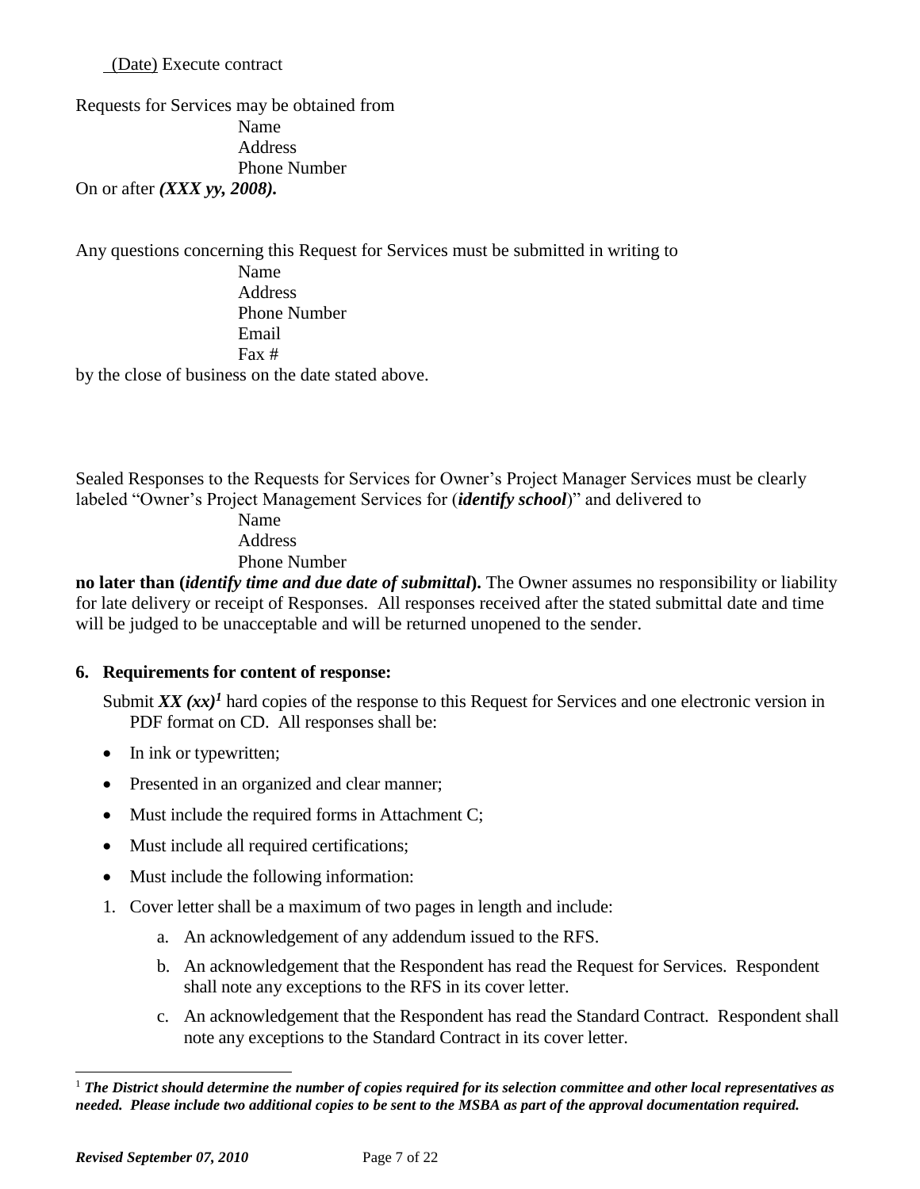(Date) Execute contract

Requests for Services may be obtained from

Name
Address
Phone Number

On or after ***(XXX yy, 2008).***

Any questions concerning this Request for Services must be submitted in writing to

Name
Address
Phone Number
Email
Fax #

by the close of business on the date stated above.

Sealed Responses to the Requests for Services for Owner's Project Manager Services must be clearly labeled "Owner's Project Management Services for (***identify school***)" and delivered to

Name
Address
Phone Number

**no later than (*identify time and due date of submittal*).** The Owner assumes no responsibility or liability for late delivery or receipt of Responses. All responses received after the stated submittal date and time will be judged to be unacceptable and will be returned unopened to the sender.

**6. Requirements for content of response:**

Submit ***XX (xx)***[1] hard copies of the response to this Request for Services and one electronic version in PDF format on CD. All responses shall be:

- In ink or typewritten;
- Presented in an organized and clear manner;
- Must include the required forms in Attachment C;
- Must include all required certifications;
- Must include the following information:

1. Cover letter shall be a maximum of two pages in length and include:
   a. An acknowledgement of any addendum issued to the RFS.
   b. An acknowledgement that the Respondent has read the Request for Services. Respondent shall note any exceptions to the RFS in its cover letter.
   c. An acknowledgement that the Respondent has read the Standard Contract. Respondent shall note any exceptions to the Standard Contract in its cover letter.

---

[1] ***The District should determine the number of copies required for its selection committee and other local representatives as needed. Please include two additional copies to be sent to the MSBA as part of the approval documentation required.***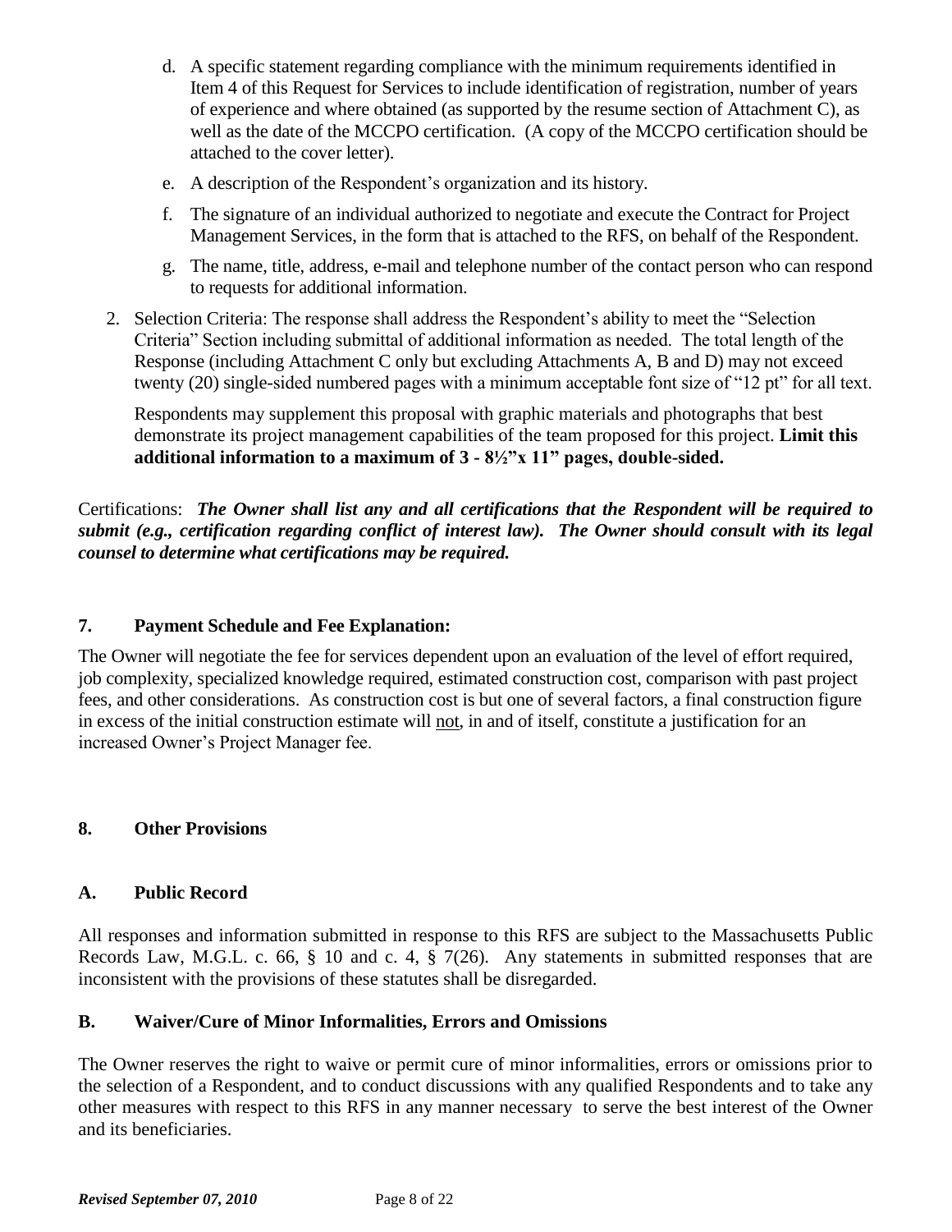d. A specific statement regarding compliance with the minimum requirements identified in Item 4 of this Request for Services to include identification of registration, number of years of experience and where obtained (as supported by the resume section of Attachment C), as well as the date of the MCCPO certification. (A copy of the MCCPO certification should be attached to the cover letter).

e. A description of the Respondent's organization and its history.

f. The signature of an individual authorized to negotiate and execute the Contract for Project Management Services, in the form that is attached to the RFS, on behalf of the Respondent.

g. The name, title, address, e-mail and telephone number of the contact person who can respond to requests for additional information.

2. Selection Criteria: The response shall address the Respondent's ability to meet the "Selection Criteria" Section including submittal of additional information as needed. The total length of the Response (including Attachment C only but excluding Attachments A, B and D) may not exceed twenty (20) single-sided numbered pages with a minimum acceptable font size of "12 pt" for all text.

   Respondents may supplement this proposal with graphic materials and photographs that best demonstrate its project management capabilities of the team proposed for this project. **Limit this additional information to a maximum of 3 - 8½"x 11" pages, double-sided.**

Certifications: ***The Owner shall list any and all certifications that the Respondent will be required to submit (e.g., certification regarding conflict of interest law). The Owner should consult with its legal counsel to determine what certifications may be required.***

## 7. Payment Schedule and Fee Explanation:

The Owner will negotiate the fee for services dependent upon an evaluation of the level of effort required, job complexity, specialized knowledge required, estimated construction cost, comparison with past project fees, and other considerations. As construction cost is but one of several factors, a final construction figure in excess of the initial construction estimate will <u>not</u>, in and of itself, constitute a justification for an increased Owner's Project Manager fee.

## 8. Other Provisions

### A. Public Record

All responses and information submitted in response to this RFS are subject to the Massachusetts Public Records Law, M.G.L. c. 66, § 10 and c. 4, § 7(26). Any statements in submitted responses that are inconsistent with the provisions of these statutes shall be disregarded.

### B. Waiver/Cure of Minor Informalities, Errors and Omissions

The Owner reserves the right to waive or permit cure of minor informalities, errors or omissions prior to the selection of a Respondent, and to conduct discussions with any qualified Respondents and to take any other measures with respect to this RFS in any manner necessary to serve the best interest of the Owner and its beneficiaries.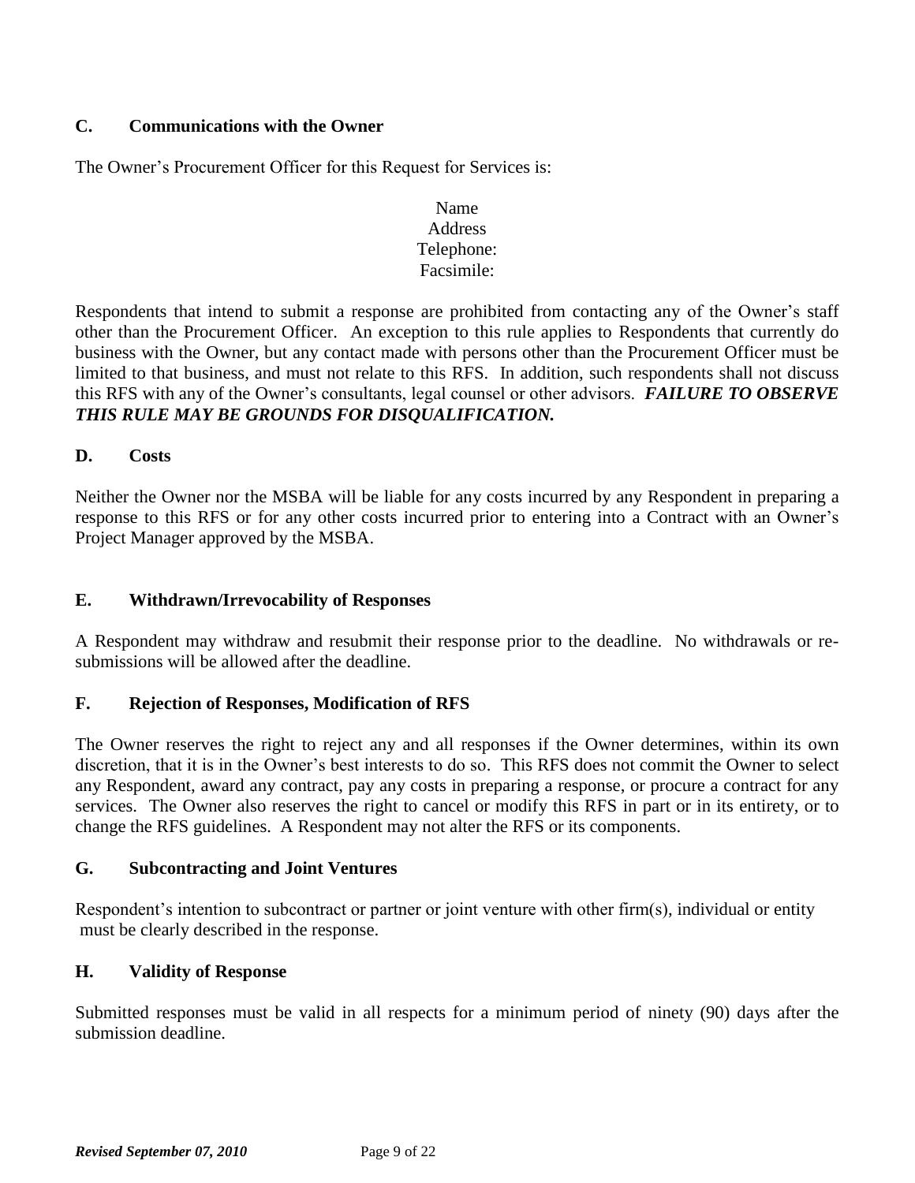### C. Communications with the Owner

The Owner's Procurement Officer for this Request for Services is:

Name  
Address  
Telephone:  
Facsimile:

Respondents that intend to submit a response are prohibited from contacting any of the Owner's staff other than the Procurement Officer. An exception to this rule applies to Respondents that currently do business with the Owner, but any contact made with persons other than the Procurement Officer must be limited to that business, and must not relate to this RFS. In addition, such respondents shall not discuss this RFS with any of the Owner's consultants, legal counsel or other advisors. ***FAILURE TO OBSERVE THIS RULE MAY BE GROUNDS FOR DISQUALIFICATION.***

### D. Costs

Neither the Owner nor the MSBA will be liable for any costs incurred by any Respondent in preparing a response to this RFS or for any other costs incurred prior to entering into a Contract with an Owner's Project Manager approved by the MSBA.

### E. Withdrawn/Irrevocability of Responses

A Respondent may withdraw and resubmit their response prior to the deadline. No withdrawals or re-submissions will be allowed after the deadline.

### F. Rejection of Responses, Modification of RFS

The Owner reserves the right to reject any and all responses if the Owner determines, within its own discretion, that it is in the Owner's best interests to do so. This RFS does not commit the Owner to select any Respondent, award any contract, pay any costs in preparing a response, or procure a contract for any services. The Owner also reserves the right to cancel or modify this RFS in part or in its entirety, or to change the RFS guidelines. A Respondent may not alter the RFS or its components.

### G. Subcontracting and Joint Ventures

Respondent's intention to subcontract or partner or joint venture with other firm(s), individual or entity must be clearly described in the response.

### H. Validity of Response

Submitted responses must be valid in all respects for a minimum period of ninety (90) days after the submission deadline.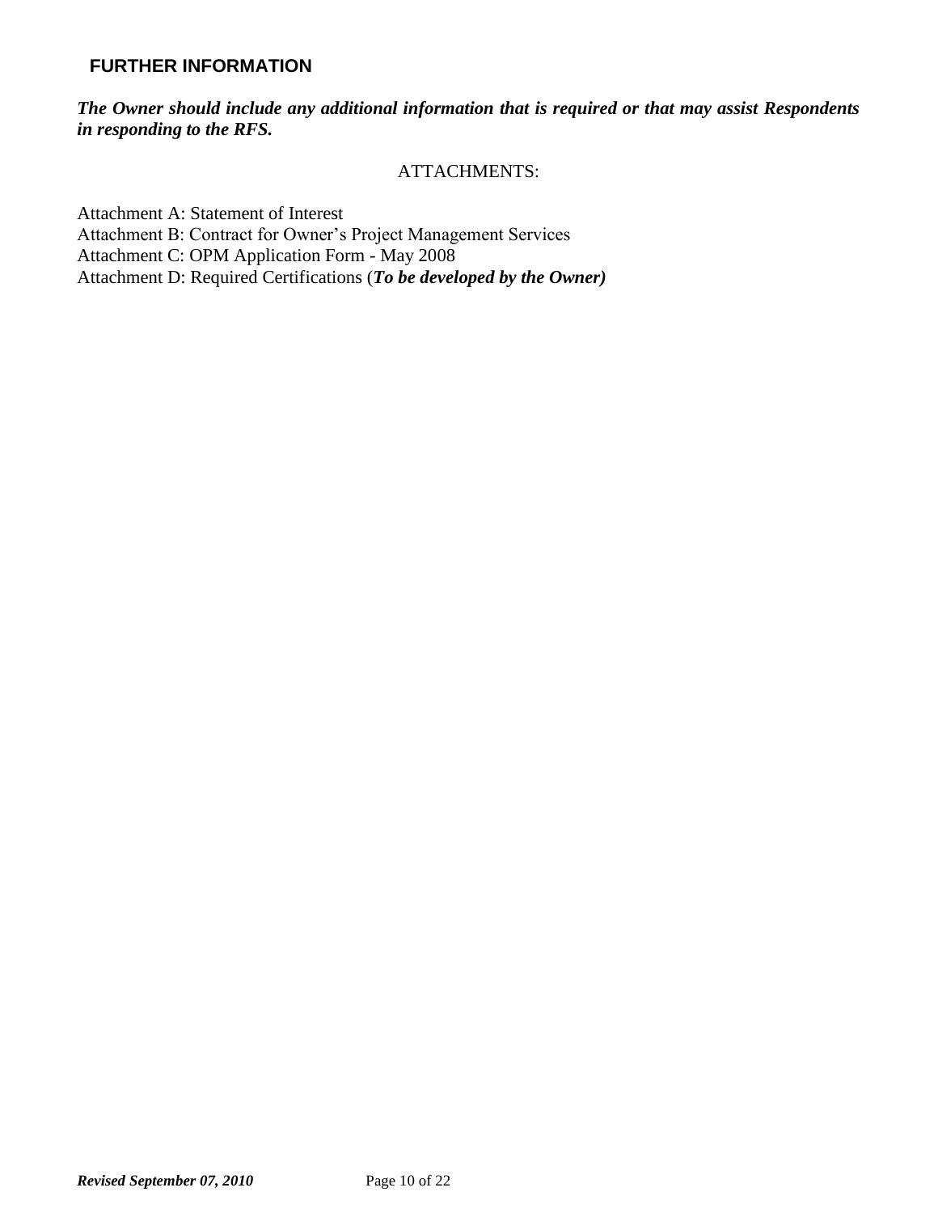## FURTHER INFORMATION

***The Owner should include any additional information that is required or that may assist Respondents in responding to the RFS.***

ATTACHMENTS:

Attachment A: Statement of Interest
Attachment B: Contract for Owner's Project Management Services
Attachment C: OPM Application Form - May 2008
Attachment D: Required Certifications (***To be developed by the Owner)***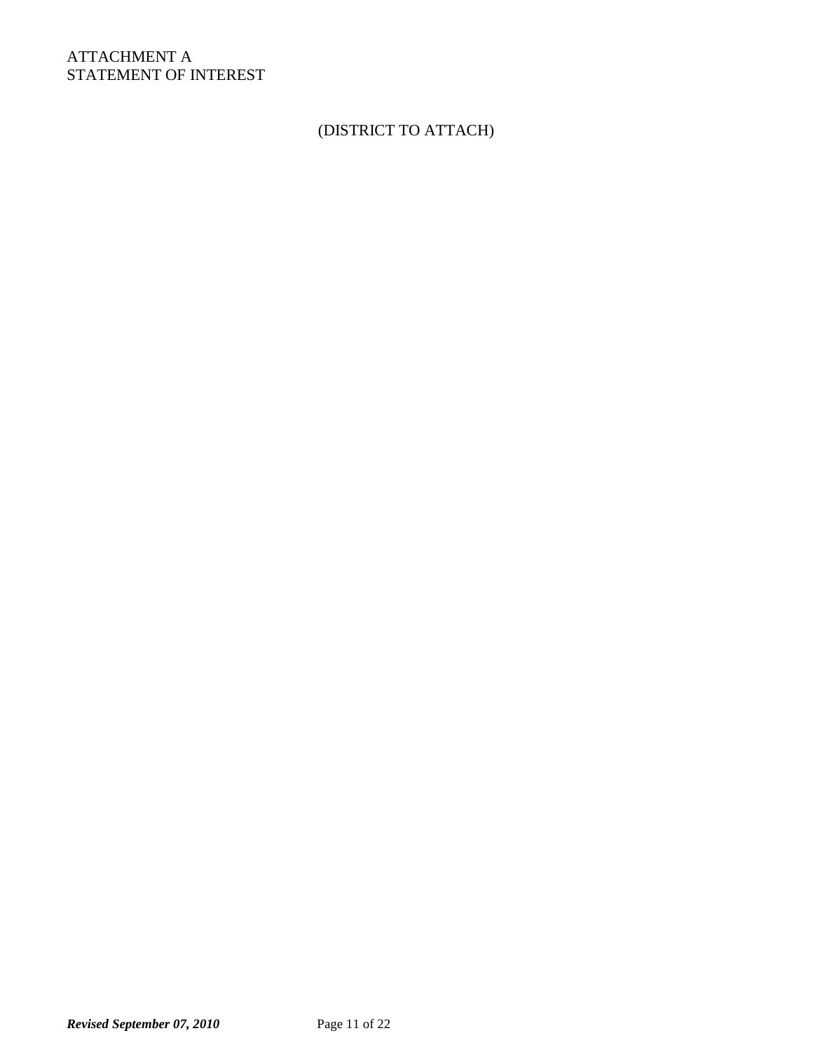ATTACHMENT A
STATEMENT OF INTEREST

(DISTRICT TO ATTACH)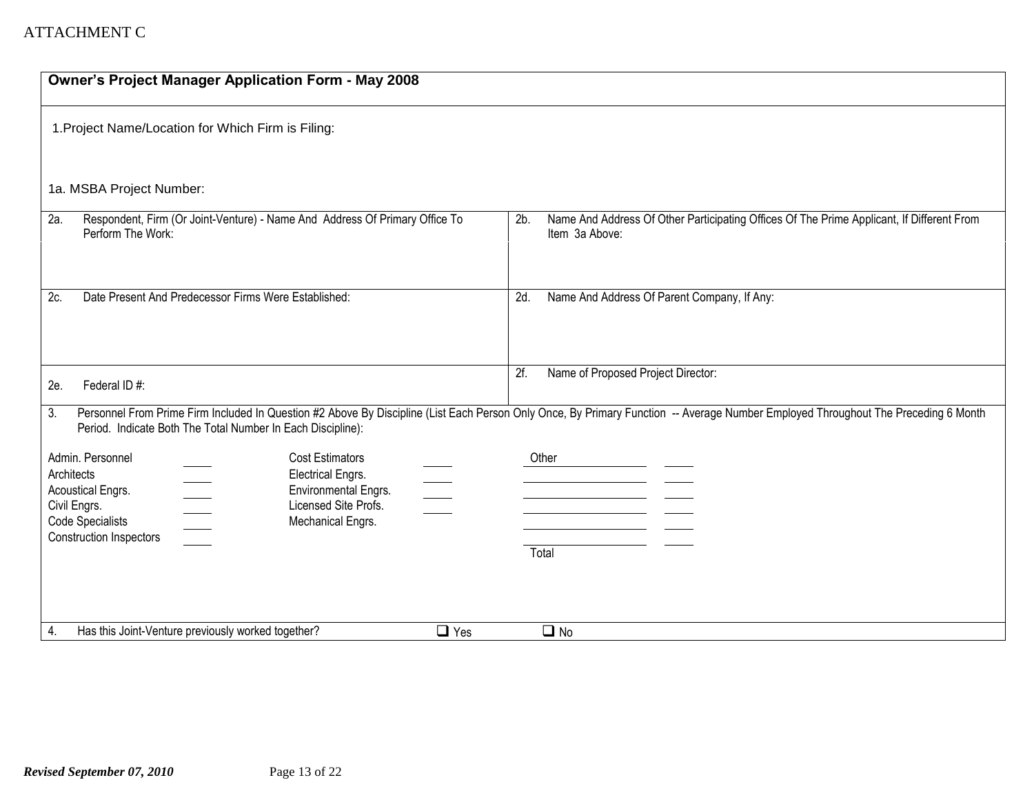ATTACHMENT C

## Owner's Project Manager Application Form - May 2008

1.Project Name/Location for Which Firm is Filing:

1a. MSBA Project Number:

| 2a. Respondent, Firm (Or Joint-Venture) - Name And Address Of Primary Office To Perform The Work: | 2b. Name And Address Of Other Participating Offices Of The Prime Applicant, If Different From Item 3a Above: |
|---|---|
| 2c. Date Present And Predecessor Firms Were Established: | 2d. Name And Address Of Parent Company, If Any: |
| 2e. Federal ID #: | 2f. Name of Proposed Project Director: |

3. Personnel From Prime Firm Included In Question #2 Above By Discipline (List Each Person Only Once, By Primary Function -- Average Number Employed Throughout The Preceding 6 Month Period. Indicate Both The Total Number In Each Discipline):

| Discipline | Number | Discipline | Number | Discipline | Number |
|---|---|---|---|---|---|
| Admin. Personnel | ____ | Cost Estimators | ____ | Other ____________ | ____ |
| Architects | ____ | Electrical Engrs. | ____ | ____________ | ____ |
| Acoustical Engrs. | ____ | Environmental Engrs. | ____ | ____________ | ____ |
| Civil Engrs. | ____ | Licensed Site Profs. | ____ | ____________ | ____ |
| Code Specialists | ____ | Mechanical Engrs. | | ____________ | ____ |
| Construction Inspectors | ____ | | | ____________ | ____ |
| | | | | Total | |

4. Has this Joint-Venture previously worked together? ☐ Yes ☐ No

*Revised September 07, 2010*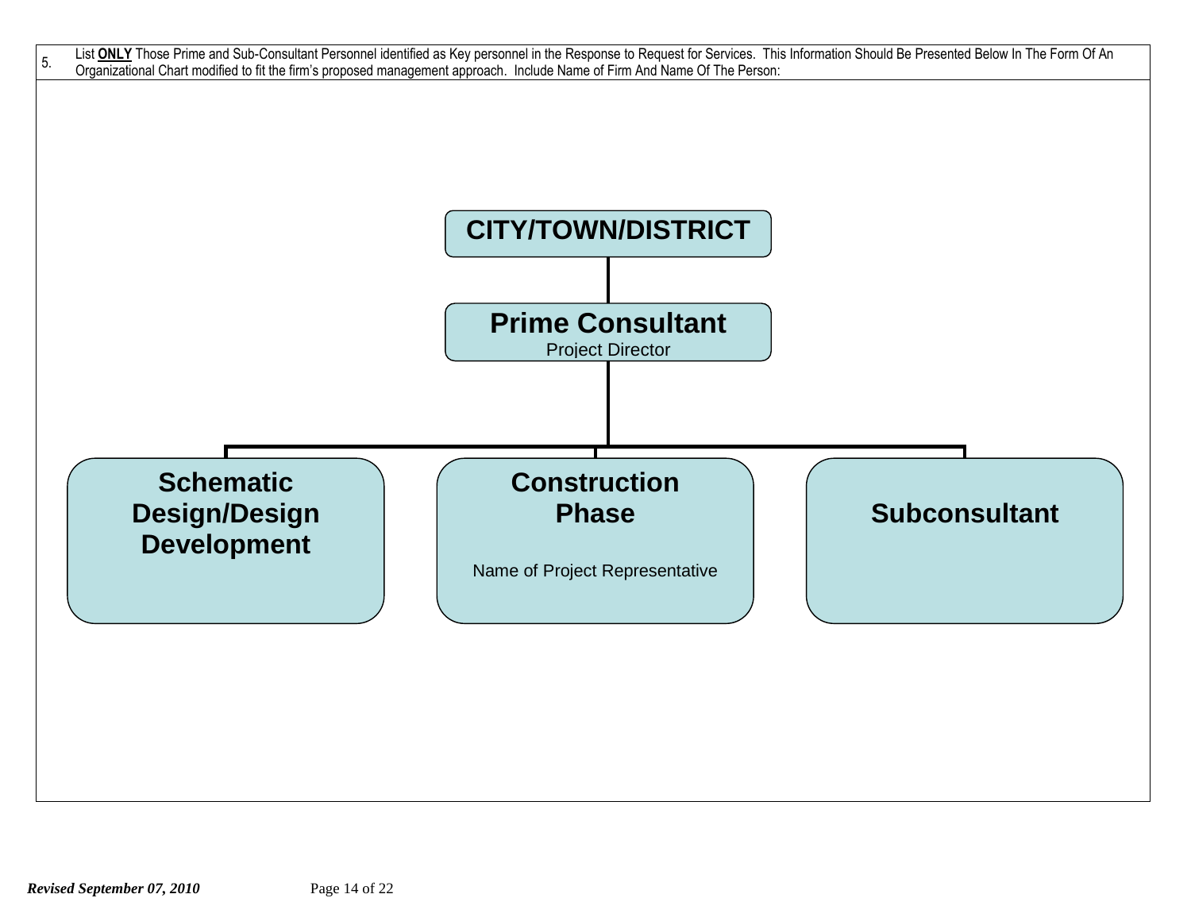5. List **ONLY** Those Prime and Sub-Consultant Personnel identified as Key personnel in the Response to Request for Services. This Information Should Be Presented Below In The Form Of An Organizational Chart modified to fit the firm's proposed management approach. Include Name of Firm And Name Of The Person:

**CITY/TOWN/DISTRICT**

**Prime Consultant**
Project Director

**Schematic Design/Design Development**

**Construction Phase**
Name of Project Representative

**Subconsultant**

*Revised September 07, 2010*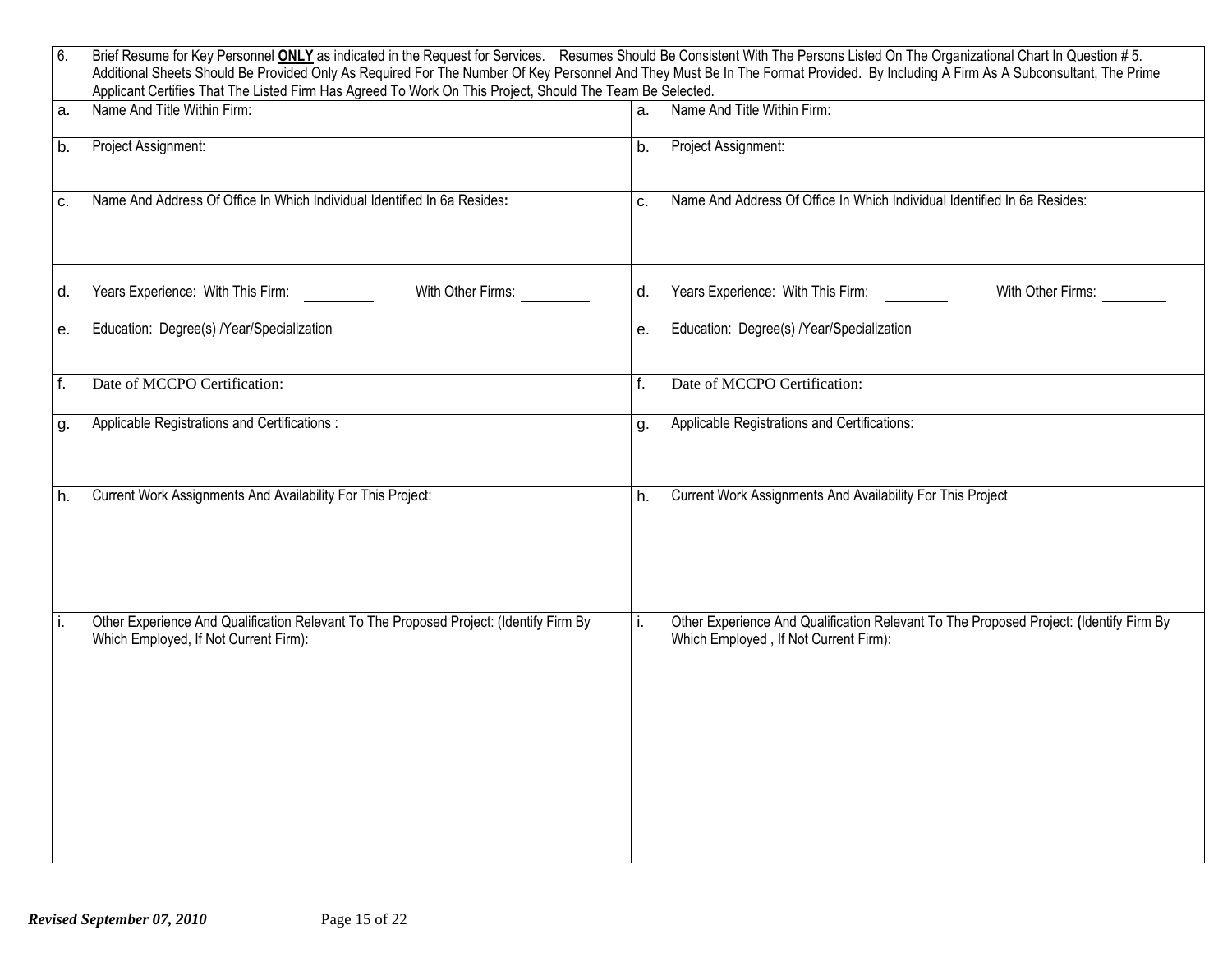| 6. | Brief Resume for Key Personnel **ONLY** as indicated in the Request for Services. Resumes Should Be Consistent With The Persons Listed On The Organizational Chart In Question # 5. Additional Sheets Should Be Provided Only As Required For The Number Of Key Personnel And They Must Be In The Format Provided. By Including A Firm As A Subconsultant, The Prime Applicant Certifies That The Listed Firm Has Agreed To Work On This Project, Should The Team Be Selected. | | |
|---|---|---|---|
| a. | Name And Title Within Firm: | a. | Name And Title Within Firm: |
| b. | Project Assignment: | b. | Project Assignment: |
| c. | Name And Address Of Office In Which Individual Identified In 6a Resides: | c. | Name And Address Of Office In Which Individual Identified In 6a Resides: |
| d. | Years Experience: With This Firm: ________ With Other Firms: ________ | d. | Years Experience: With This Firm: ________ With Other Firms: ________ |
| e. | Education: Degree(s) /Year/Specialization | e. | Education: Degree(s) /Year/Specialization |
| f. | Date of MCCPO Certification: | f. | Date of MCCPO Certification: |
| g. | Applicable Registrations and Certifications : | g. | Applicable Registrations and Certifications: |
| h. | Current Work Assignments And Availability For This Project: | h. | Current Work Assignments And Availability For This Project |
| i. | Other Experience And Qualification Relevant To The Proposed Project: (Identify Firm By Which Employed, If Not Current Firm): | i. | Other Experience And Qualification Relevant To The Proposed Project: (Identify Firm By Which Employed , If Not Current Firm): |

*Revised September 07, 2010*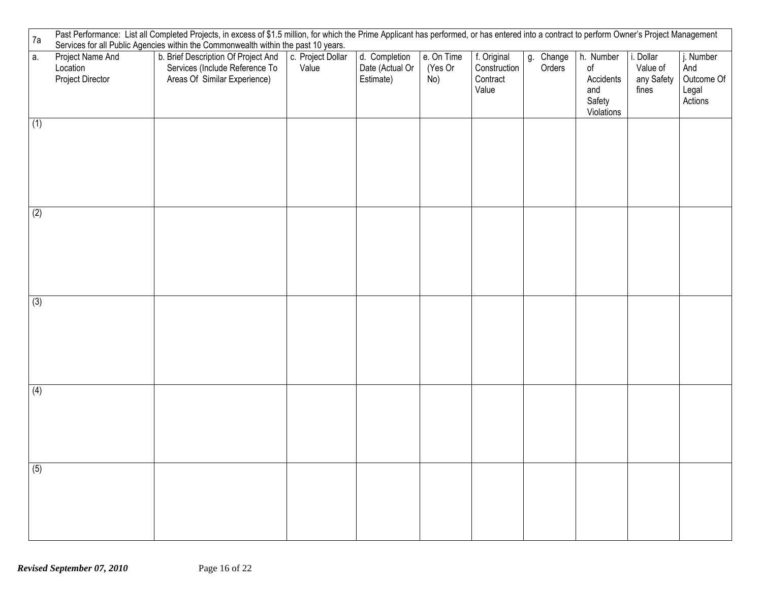| 7a | Past Performance: List all Completed Projects, in excess of $1.5 million, for which the Prime Applicant has performed, or has entered into a contract to perform Owner's Project Management Services for all Public Agencies within the Commonwealth within the past 10 years. | | | | | | | | |
|---|---|---|---|---|---|---|---|---|---|
| a. Project Name And Location Project Director | b. Brief Description Of Project And Services (Include Reference To Areas Of Similar Experience) | c. Project Dollar Value | d. Completion Date (Actual Or Estimate) | e. On Time (Yes Or No) | f. Original Construction Contract Value | g. Change Orders | h. Number of Accidents and Safety Violations | i. Dollar Value of any Safety fines | j. Number And Outcome Of Legal Actions |
| (1) | | | | | | | | | |
| (2) | | | | | | | | | |
| (3) | | | | | | | | | |
| (4) | | | | | | | | | |
| (5) | | | | | | | | | |

*Revised September 07, 2010*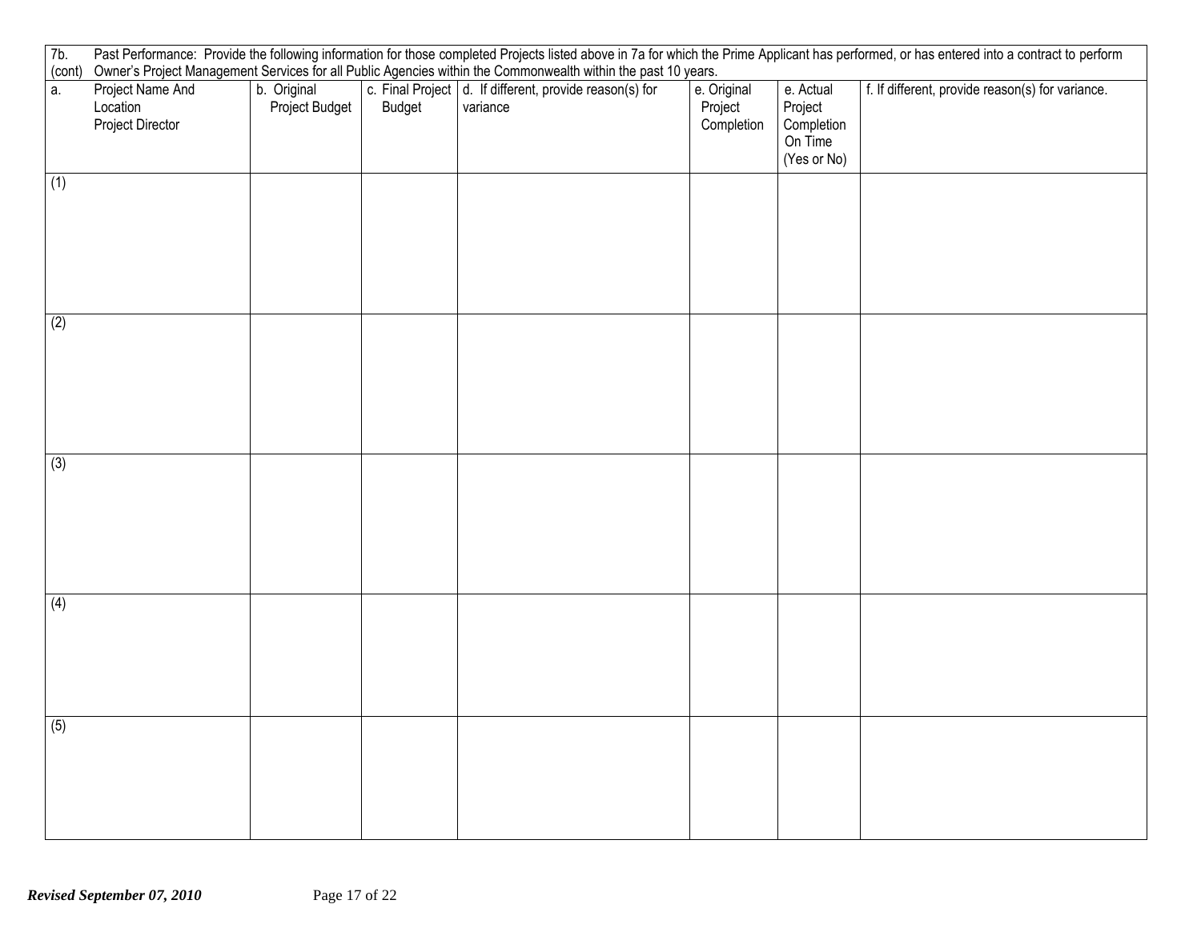| 7b. (cont) | Past Performance: Provide the following information for those completed Projects listed above in 7a for which the Prime Applicant has performed, or has entered into a contract to perform Owner's Project Management Services for all Public Agencies within the Commonwealth within the past 10 years. | | | | | |
|---|---|---|---|---|---|---|
| a. Project Name And Location Project Director | b. Original Project Budget | c. Final Project Budget | d. If different, provide reason(s) for variance | e. Original Project Completion | e. Actual Project Completion On Time (Yes or No) | f. If different, provide reason(s) for variance. |
| (1) | | | | | | |
| (2) | | | | | | |
| (3) | | | | | | |
| (4) | | | | | | |
| (5) | | | | | | |

*Revised September 07, 2010*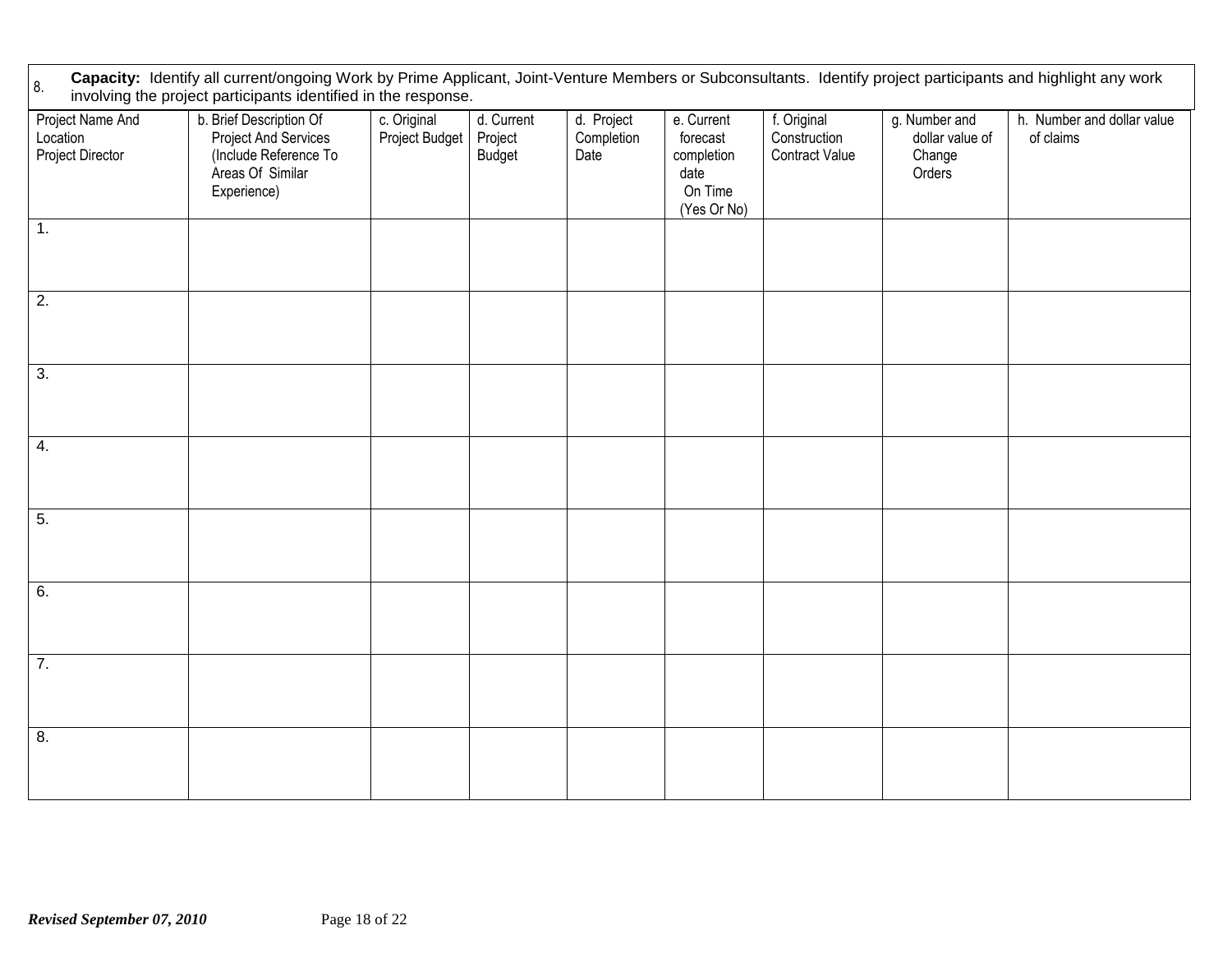8. **Capacity:** Identify all current/ongoing Work by Prime Applicant, Joint-Venture Members or Subconsultants. Identify project participants and highlight any work involving the project participants identified in the response.

| Project Name And Location Project Director | b. Brief Description Of Project And Services (Include Reference To Areas Of Similar Experience) | c. Original Project Budget | d. Current Project Budget | d. Project Completion Date | e. Current forecast completion date On Time (Yes Or No) | f. Original Construction Contract Value | g. Number and dollar value of Change Orders | h. Number and dollar value of claims |
|---|---|---|---|---|---|---|---|---|
| 1. | | | | | | | | |
| 2. | | | | | | | | |
| 3. | | | | | | | | |
| 4. | | | | | | | | |
| 5. | | | | | | | | |
| 6. | | | | | | | | |
| 7. | | | | | | | | |
| 8. | | | | | | | | |

*Revised September 07, 2010*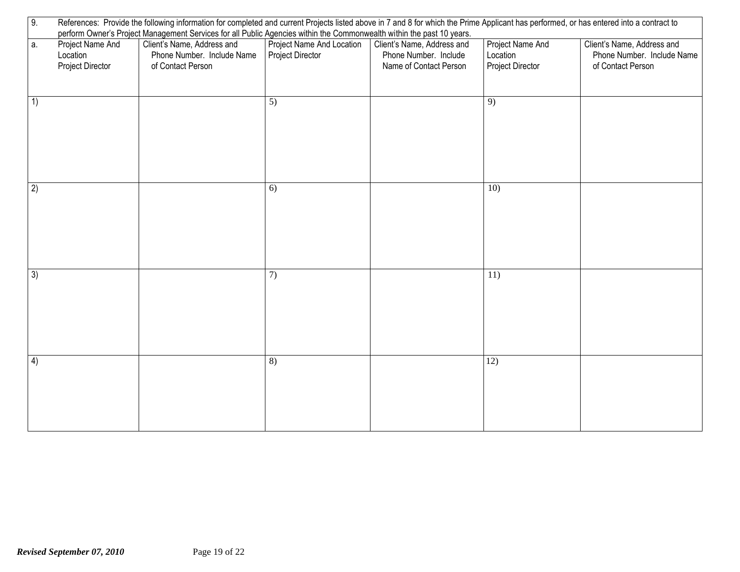9. References: Provide the following information for completed and current Projects listed above in 7 and 8 for which the Prime Applicant has performed, or has entered into a contract to perform Owner's Project Management Services for all Public Agencies within the Commonwealth within the past 10 years.

| a. Project Name And Location Project Director | Client's Name, Address and Phone Number. Include Name of Contact Person | Project Name And Location Project Director | Client's Name, Address and Phone Number. Include Name of Contact Person | Project Name And Location Project Director | Client's Name, Address and Phone Number. Include Name of Contact Person |
|---|---|---|---|---|---|
| 1) | | 5) | | 9) | |
| 2) | | 6) | | 10) | |
| 3) | | 7) | | 11) | |
| 4) | | 8) | | 12) | |

*Revised September 07, 2010*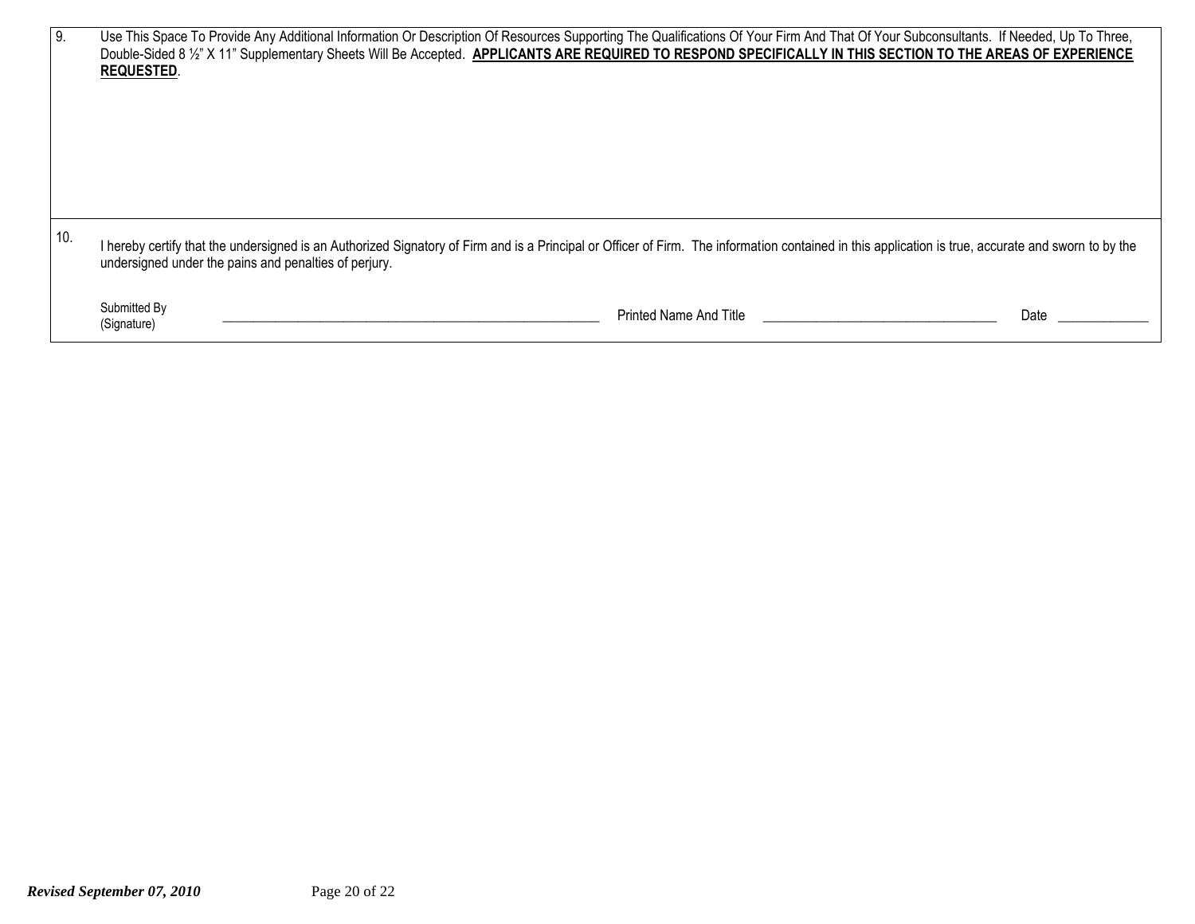9. Use This Space To Provide Any Additional Information Or Description Of Resources Supporting The Qualifications Of Your Firm And That Of Your Subconsultants. If Needed, Up To Three, Double-Sided 8 ½" X 11" Supplementary Sheets Will Be Accepted. **APPLICANTS ARE REQUIRED TO RESPOND SPECIFICALLY IN THIS SECTION TO THE AREAS OF EXPERIENCE REQUESTED**.

10. I hereby certify that the undersigned is an Authorized Signatory of Firm and is a Principal or Officer of Firm. The information contained in this application is true, accurate and sworn to by the undersigned under the pains and penalties of perjury.

Submitted By (Signature) ______________________________ Printed Name And Title ______________________________ Date ____________

*Revised September 07, 2010*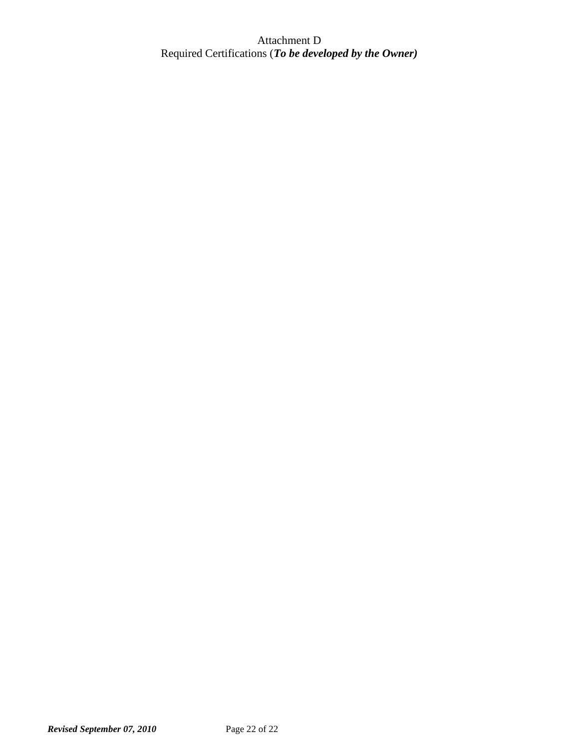# Attachment D
## Required Certifications (***To be developed by the Owner)***